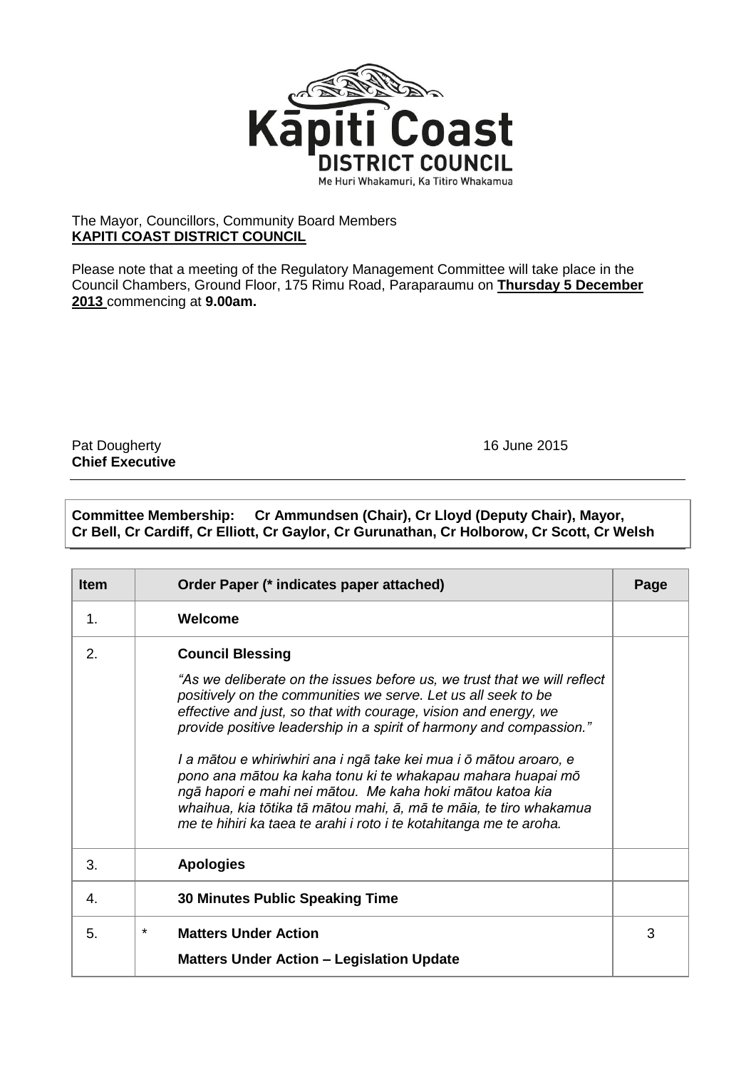**Kāpiti Coast DISTRICT COUNCIL**

Me Huri Whakamuri, Ka Titiro Whakamua

The Mayor, Councillors, Community Board Members
**KAPITI COAST DISTRICT COUNCIL**

Please note that a meeting of the Regulatory Management Committee will take place in the Council Chambers, Ground Floor, 175 Rimu Road, Paraparaumu on **Thursday 5 December 2013** commencing at **9.00am.**

Pat Dougherty
**Chief Executive**

16 June 2015

---

**Committee Membership: Cr Ammundsen (Chair), Cr Lloyd (Deputy Chair), Mayor, Cr Bell, Cr Cardiff, Cr Elliott, Cr Gaylor, Cr Gurunathan, Cr Holborow, Cr Scott, Cr Welsh**

| Item | | Order Paper (* indicates paper attached) | Page |
|---|---|---|---|
| 1. | | **Welcome** | |
| 2. | | **Council Blessing**<br><br>*"As we deliberate on the issues before us, we trust that we will reflect positively on the communities we serve. Let us all seek to be effective and just, so that with courage, vision and energy, we provide positive leadership in a spirit of harmony and compassion."*<br><br>*I a mātou e whiriwhiri ana i ngā take kei mua i ō mātou aroaro, e pono ana mātou ka kaha tonu ki te whakapau mahara huapai mō ngā hapori e mahi nei mātou. Me kaha hoki mātou katoa kia whaihua, kia tōtika tā mātou mahi, ā, mā te māia, te tiro whakamua me te hihiri ka taea te arahi i roto i te kotahitanga me te aroha.* | |
| 3. | | **Apologies** | |
| 4. | | **30 Minutes Public Speaking Time** | |
| 5. | * | **Matters Under Action**<br><br>**Matters Under Action – Legislation Update** | 3 |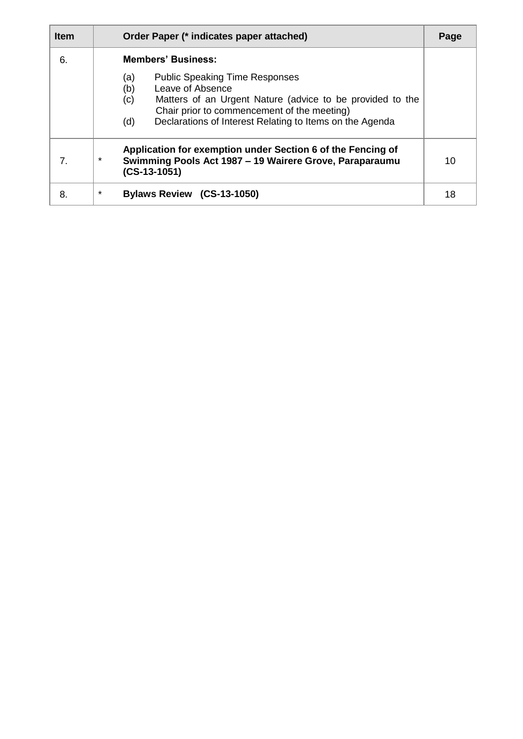| Item | | Order Paper (* indicates paper attached) | Page |
|---|---|---|---|
| 6. | | **Members' Business:**<br>(a) Public Speaking Time Responses<br>(b) Leave of Absence<br>(c) Matters of an Urgent Nature (advice to be provided to the Chair prior to commencement of the meeting)<br>(d) Declarations of Interest Relating to Items on the Agenda | |
| 7. | * | **Application for exemption under Section 6 of the Fencing of Swimming Pools Act 1987 – 19 Wairere Grove, Paraparaumu (CS-13-1051)** | 10 |
| 8. | * | **Bylaws Review (CS-13-1050)** | 18 |